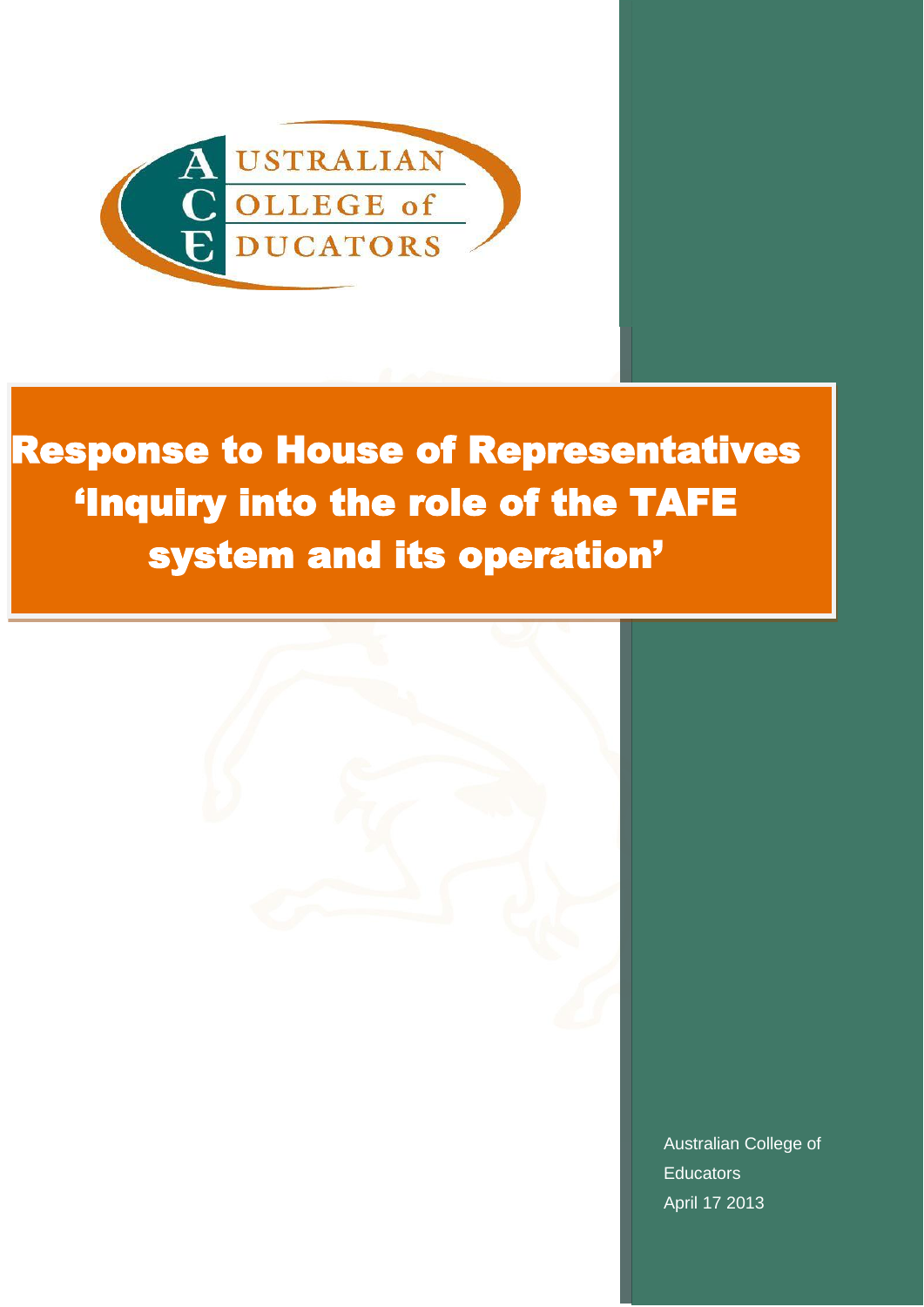AUSTRALIAN COLLEGE of EDUCATORS

# Response to House of Representatives ‘Inquiry into the role of the TAFE system and its operation’

Australian College of Educators
April 17 2013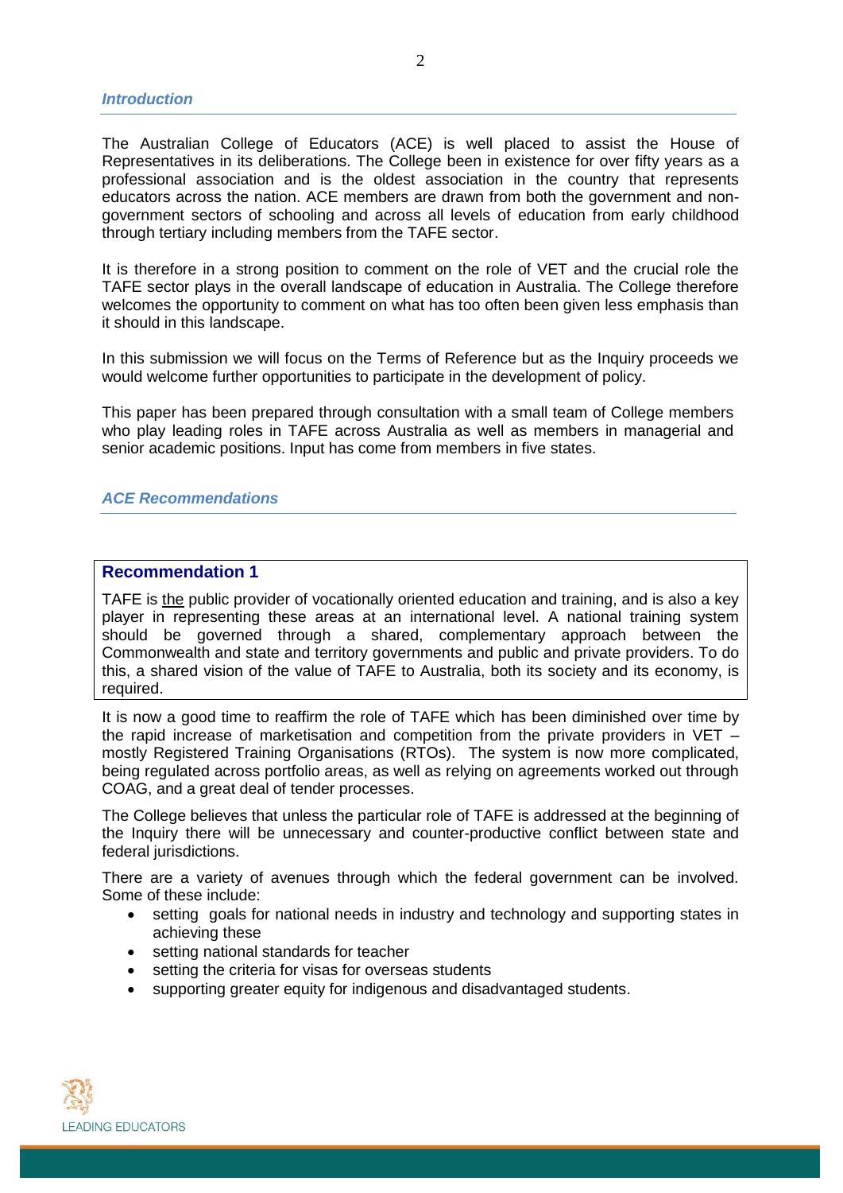### *Introduction*

The Australian College of Educators (ACE) is well placed to assist the House of Representatives in its deliberations. The College been in existence for over fifty years as a professional association and is the oldest association in the country that represents educators across the nation. ACE members are drawn from both the government and non-government sectors of schooling and across all levels of education from early childhood through tertiary including members from the TAFE sector.

It is therefore in a strong position to comment on the role of VET and the crucial role the TAFE sector plays in the overall landscape of education in Australia. The College therefore welcomes the opportunity to comment on what has too often been given less emphasis than it should in this landscape.

In this submission we will focus on the Terms of Reference but as the Inquiry proceeds we would welcome further opportunities to participate in the development of policy.

This paper has been prepared through consultation with a small team of College members who play leading roles in TAFE across Australia as well as members in managerial and senior academic positions. Input has come from members in five states.

### *ACE Recommendations*

#### Recommendation 1

TAFE is the public provider of vocationally oriented education and training, and is also a key player in representing these areas at an international level. A national training system should be governed through a shared, complementary approach between the Commonwealth and state and territory governments and public and private providers. To do this, a shared vision of the value of TAFE to Australia, both its society and its economy, is required.

It is now a good time to reaffirm the role of TAFE which has been diminished over time by the rapid increase of marketisation and competition from the private providers in VET – mostly Registered Training Organisations (RTOs). The system is now more complicated, being regulated across portfolio areas, as well as relying on agreements worked out through COAG, and a great deal of tender processes.

The College believes that unless the particular role of TAFE is addressed at the beginning of the Inquiry there will be unnecessary and counter-productive conflict between state and federal jurisdictions.

There are a variety of avenues through which the federal government can be involved. Some of these include:

- setting goals for national needs in industry and technology and supporting states in achieving these
- setting national standards for teacher
- setting the criteria for visas for overseas students
- supporting greater equity for indigenous and disadvantaged students.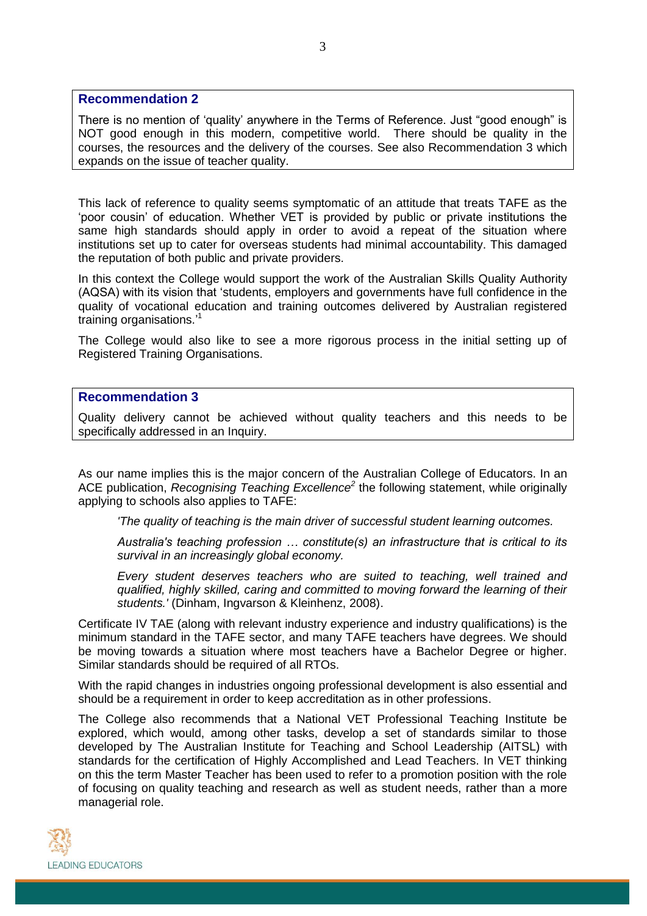### Recommendation 2

There is no mention of 'quality' anywhere in the Terms of Reference. Just "good enough" is NOT good enough in this modern, competitive world. There should be quality in the courses, the resources and the delivery of the courses. See also Recommendation 3 which expands on the issue of teacher quality.

This lack of reference to quality seems symptomatic of an attitude that treats TAFE as the 'poor cousin' of education. Whether VET is provided by public or private institutions the same high standards should apply in order to avoid a repeat of the situation where institutions set up to cater for overseas students had minimal accountability. This damaged the reputation of both public and private providers.

In this context the College would support the work of the Australian Skills Quality Authority (AQSA) with its vision that 'students, employers and governments have full confidence in the quality of vocational education and training outcomes delivered by Australian registered training organisations.'[1]

The College would also like to see a more rigorous process in the initial setting up of Registered Training Organisations.

### Recommendation 3

Quality delivery cannot be achieved without quality teachers and this needs to be specifically addressed in an Inquiry.

As our name implies this is the major concern of the Australian College of Educators. In an ACE publication, *Recognising Teaching Excellence*[2] the following statement, while originally applying to schools also applies to TAFE:

> *'The quality of teaching is the main driver of successful student learning outcomes.*
>
> *Australia's teaching profession … constitute(s) an infrastructure that is critical to its survival in an increasingly global economy.*
>
> *Every student deserves teachers who are suited to teaching, well trained and qualified, highly skilled, caring and committed to moving forward the learning of their students.'* (Dinham, Ingvarson & Kleinhenz, 2008).

Certificate IV TAE (along with relevant industry experience and industry qualifications) is the minimum standard in the TAFE sector, and many TAFE teachers have degrees. We should be moving towards a situation where most teachers have a Bachelor Degree or higher. Similar standards should be required of all RTOs.

With the rapid changes in industries ongoing professional development is also essential and should be a requirement in order to keep accreditation as in other professions.

The College also recommends that a National VET Professional Teaching Institute be explored, which would, among other tasks, develop a set of standards similar to those developed by The Australian Institute for Teaching and School Leadership (AITSL) with standards for the certification of Highly Accomplished and Lead Teachers. In VET thinking on this the term Master Teacher has been used to refer to a promotion position with the role of focusing on quality teaching and research as well as student needs, rather than a more managerial role.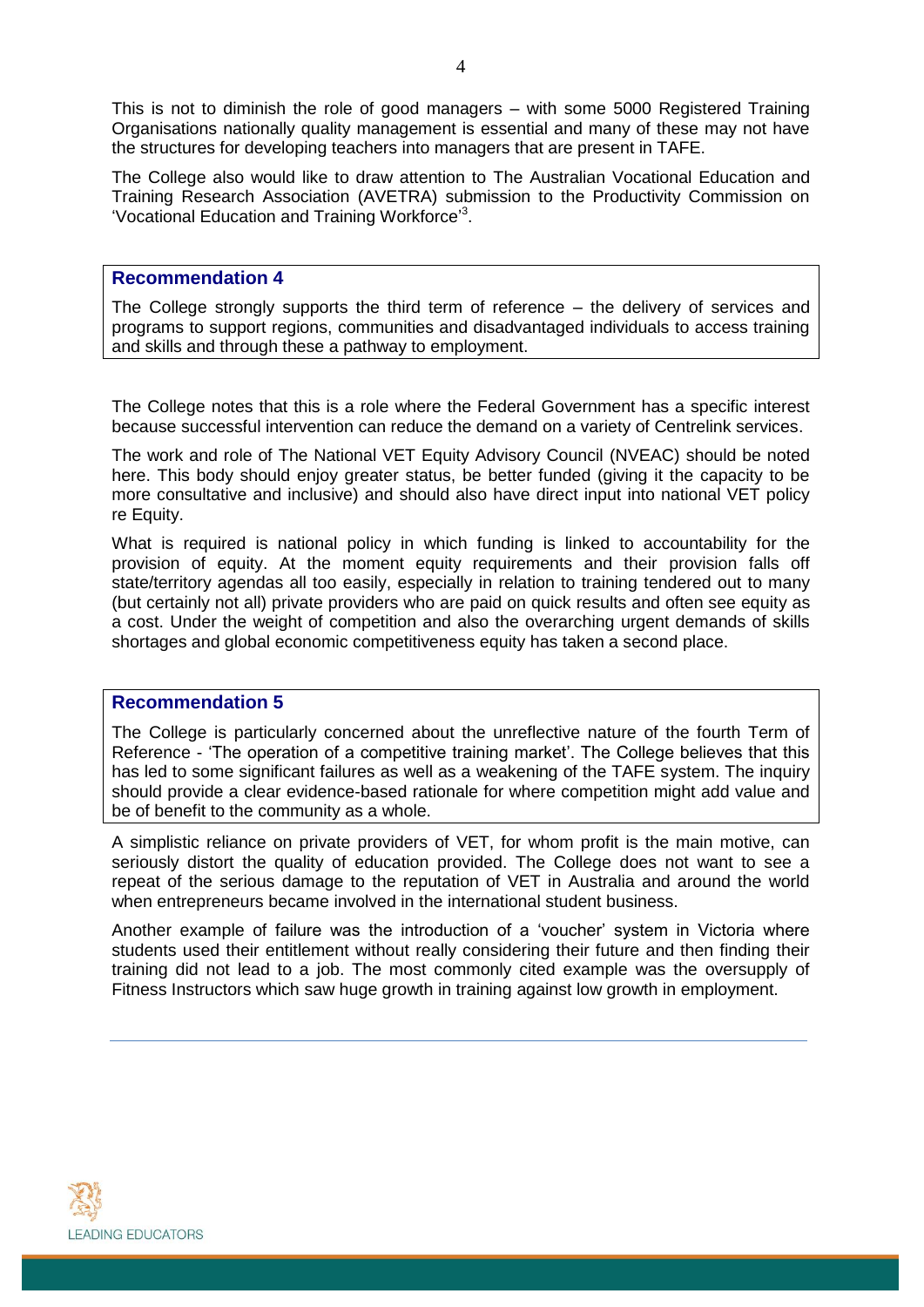This is not to diminish the role of good managers – with some 5000 Registered Training Organisations nationally quality management is essential and many of these may not have the structures for developing teachers into managers that are present in TAFE.

The College also would like to draw attention to The Australian Vocational Education and Training Research Association (AVETRA) submission to the Productivity Commission on 'Vocational Education and Training Workforce'[3].

### Recommendation 4

The College strongly supports the third term of reference – the delivery of services and programs to support regions, communities and disadvantaged individuals to access training and skills and through these a pathway to employment.

The College notes that this is a role where the Federal Government has a specific interest because successful intervention can reduce the demand on a variety of Centrelink services.

The work and role of The National VET Equity Advisory Council (NVEAC) should be noted here. This body should enjoy greater status, be better funded (giving it the capacity to be more consultative and inclusive) and should also have direct input into national VET policy re Equity.

What is required is national policy in which funding is linked to accountability for the provision of equity. At the moment equity requirements and their provision falls off state/territory agendas all too easily, especially in relation to training tendered out to many (but certainly not all) private providers who are paid on quick results and often see equity as a cost. Under the weight of competition and also the overarching urgent demands of skills shortages and global economic competitiveness equity has taken a second place.

### Recommendation 5

The College is particularly concerned about the unreflective nature of the fourth Term of Reference - 'The operation of a competitive training market'. The College believes that this has led to some significant failures as well as a weakening of the TAFE system. The inquiry should provide a clear evidence-based rationale for where competition might add value and be of benefit to the community as a whole.

A simplistic reliance on private providers of VET, for whom profit is the main motive, can seriously distort the quality of education provided. The College does not want to see a repeat of the serious damage to the reputation of VET in Australia and around the world when entrepreneurs became involved in the international student business.

Another example of failure was the introduction of a 'voucher' system in Victoria where students used their entitlement without really considering their future and then finding their training did not lead to a job. The most commonly cited example was the oversupply of Fitness Instructors which saw huge growth in training against low growth in employment.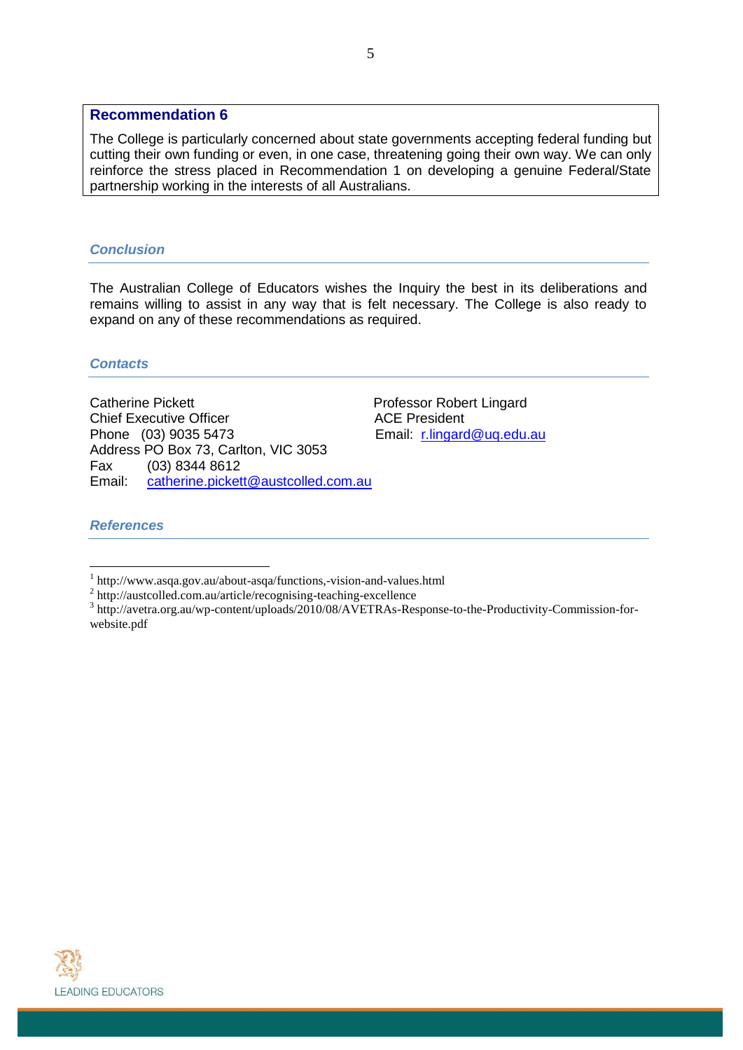**Recommendation 6**

The College is particularly concerned about state governments accepting federal funding but cutting their own funding or even, in one case, threatening going their own way. We can only reinforce the stress placed in Recommendation 1 on developing a genuine Federal/State partnership working in the interests of all Australians.

## *Conclusion*

The Australian College of Educators wishes the Inquiry the best in its deliberations and remains willing to assist in any way that is felt necessary. The College is also ready to expand on any of these recommendations as required.

## *Contacts*

Catherine Pickett
Chief Executive Officer
Phone (03) 9035 5473
Address PO Box 73, Carlton, VIC 3053
Fax (03) 8344 8612
Email: catherine.pickett@austcolled.com.au

Professor Robert Lingard
ACE President
Email: r.lingard@uq.edu.au

## *References*

[1] http://www.asqa.gov.au/about-asqa/functions,-vision-and-values.html
[2] http://austcolled.com.au/article/recognising-teaching-excellence
[3] http://avetra.org.au/wp-content/uploads/2010/08/AVETRAs-Response-to-the-Productivity-Commission-for-website.pdf

LEADING EDUCATORS